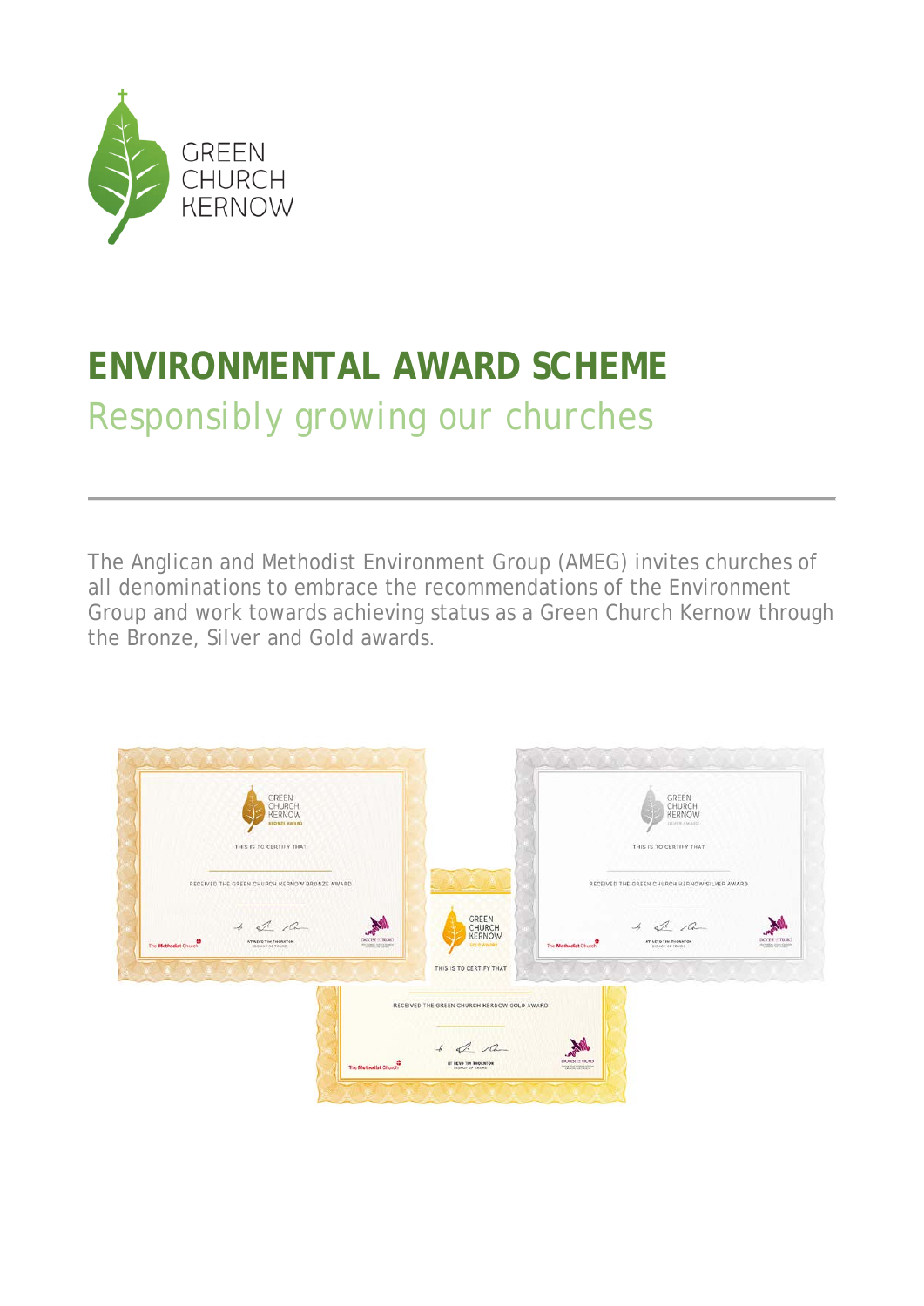GREEN CHURCH KERNOW

# ENVIRONMENTAL AWARD SCHEME

## Responsibly growing our churches

---

The Anglican and Methodist Environment Group (AMEG) invites churches of all denominations to embrace the recommendations of the Environment Group and work towards achieving status as a Green Church Kernow through the Bronze, Silver and Gold awards.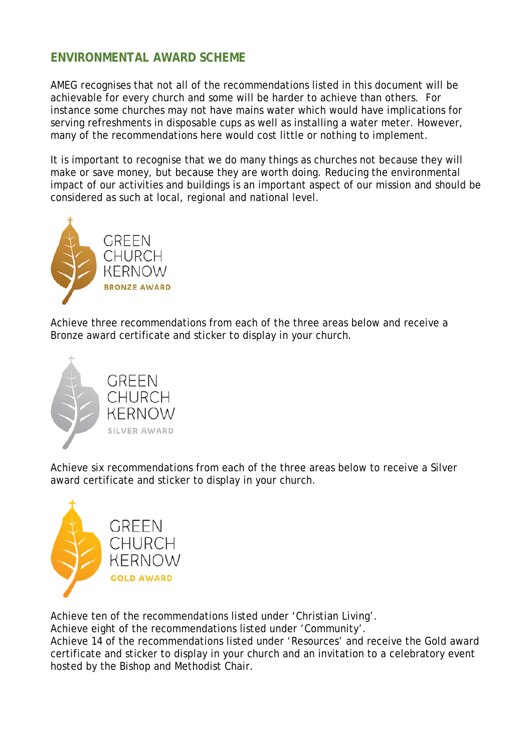## ENVIRONMENTAL AWARD SCHEME

AMEG recognises that not all of the recommendations listed in this document will be achievable for every church and some will be harder to achieve than others. For instance some churches may not have mains water which would have implications for serving refreshments in disposable cups as well as installing a water meter. However, many of the recommendations here would cost little or nothing to implement.

It is important to recognise that we do many things as churches not because they will make or save money, but because they are worth doing. Reducing the environmental impact of our activities and buildings is an important aspect of our mission and should be considered as such at local, regional and national level.

GREEN CHURCH KERNOW
BRONZE AWARD

Achieve three recommendations from each of the three areas below and receive a Bronze award certificate and sticker to display in your church.

GREEN CHURCH KERNOW
SILVER AWARD

Achieve six recommendations from each of the three areas below to receive a Silver award certificate and sticker to display in your church.

GREEN CHURCH KERNOW
GOLD AWARD

Achieve ten of the recommendations listed under 'Christian Living'.
Achieve eight of the recommendations listed under 'Community'.
Achieve 14 of the recommendations listed under 'Resources' and receive the Gold award certificate and sticker to display in your church and an invitation to a celebratory event hosted by the Bishop and Methodist Chair.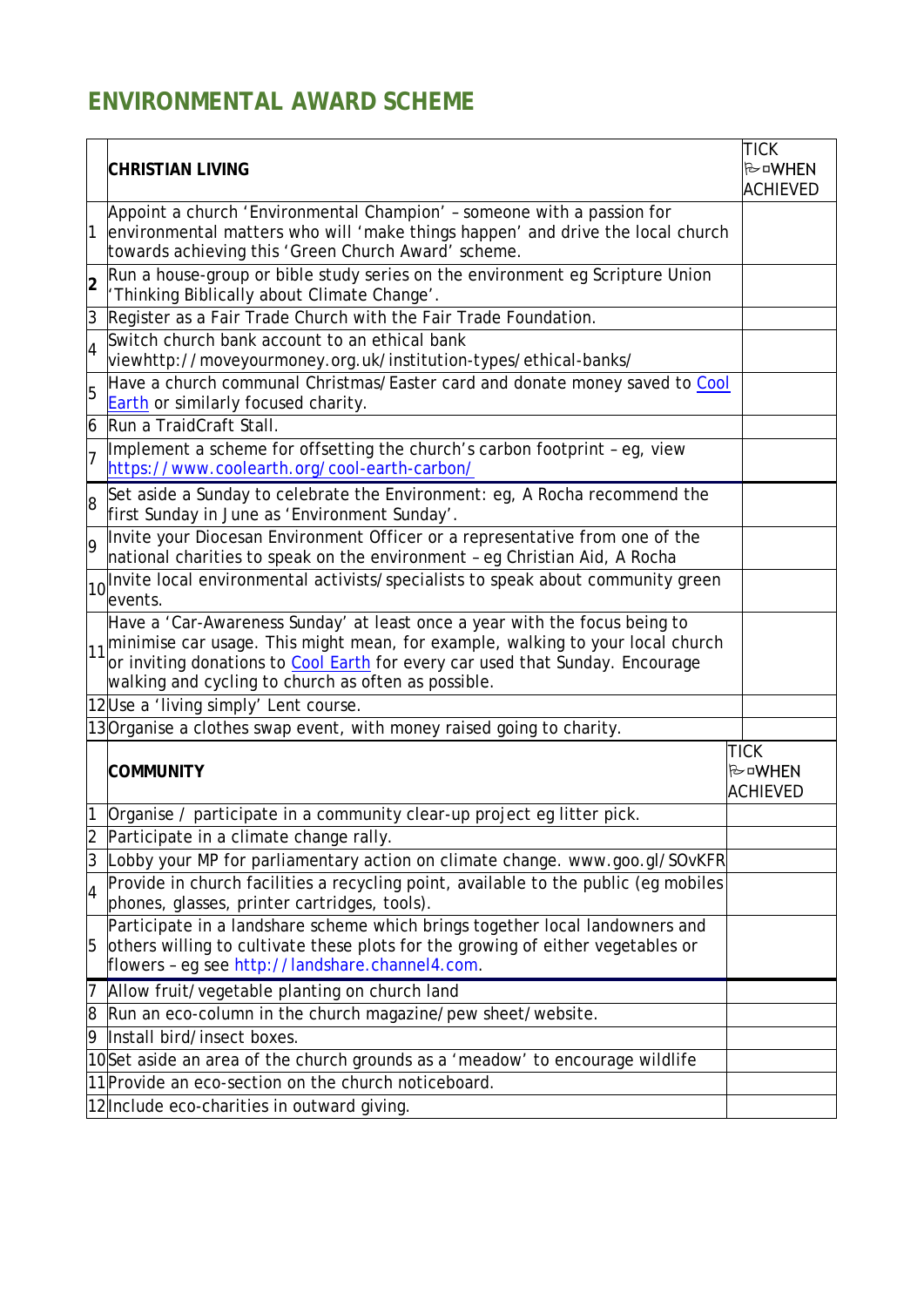## ENVIRONMENTAL AWARD SCHEME

| | **CHRISTIAN LIVING** | TICK ✓ WHEN ACHIEVED |
|---|---|---|
| 1 | Appoint a church 'Environmental Champion' – someone with a passion for environmental matters who will 'make things happen' and drive the local church towards achieving this 'Green Church Award' scheme. | |
| **2** | Run a house-group or bible study series on the environment eg Scripture Union 'Thinking Biblically about Climate Change'. | |
| 3 | Register as a Fair Trade Church with the Fair Trade Foundation. | |
| 4 | Switch church bank account to an ethical bank viewhttp://moveyourmoney.org.uk/institution-types/ethical-banks/ | |
| 5 | Have a church communal Christmas/Easter card and donate money saved to Cool Earth or similarly focused charity. | |
| 6 | Run a TraidCraft Stall. | |
| 7 | Implement a scheme for offsetting the church's carbon footprint – eg, view https://www.coolearth.org/cool-earth-carbon/ | |
| 8 | Set aside a Sunday to celebrate the Environment: eg, A Rocha recommend the first Sunday in June as 'Environment Sunday'. | |
| 9 | Invite your Diocesan Environment Officer or a representative from one of the national charities to speak on the environment – eg Christian Aid, A Rocha | |
| 10 | Invite local environmental activists/specialists to speak about community green events. | |
| 11 | Have a 'Car-Awareness Sunday' at least once a year with the focus being to minimise car usage. This might mean, for example, walking to your local church or inviting donations to Cool Earth for every car used that Sunday. Encourage walking and cycling to church as often as possible. | |
| 12 | Use a 'living simply' Lent course. | |
| 13 | Organise a clothes swap event, with money raised going to charity. | |

| | **COMMUNITY** | TICK ✓ WHEN ACHIEVED |
|---|---|---|
| 1 | Organise / participate in a community clear-up project eg litter pick. | |
| 2 | Participate in a climate change rally. | |
| 3 | Lobby your MP for parliamentary action on climate change. www.goo.gl/SOvKFR | |
| 4 | Provide in church facilities a recycling point, available to the public (eg mobiles phones, glasses, printer cartridges, tools). | |
| 5 | Participate in a landshare scheme which brings together local landowners and others willing to cultivate these plots for the growing of either vegetables or flowers – eg see http://landshare.channel4.com. | |
| 7 | Allow fruit/vegetable planting on church land | |
| 8 | Run an eco-column in the church magazine/pew sheet/website. | |
| 9 | Install bird/insect boxes. | |
| 10 | Set aside an area of the church grounds as a 'meadow' to encourage wildlife | |
| 11 | Provide an eco-section on the church noticeboard. | |
| 12 | Include eco-charities in outward giving. | |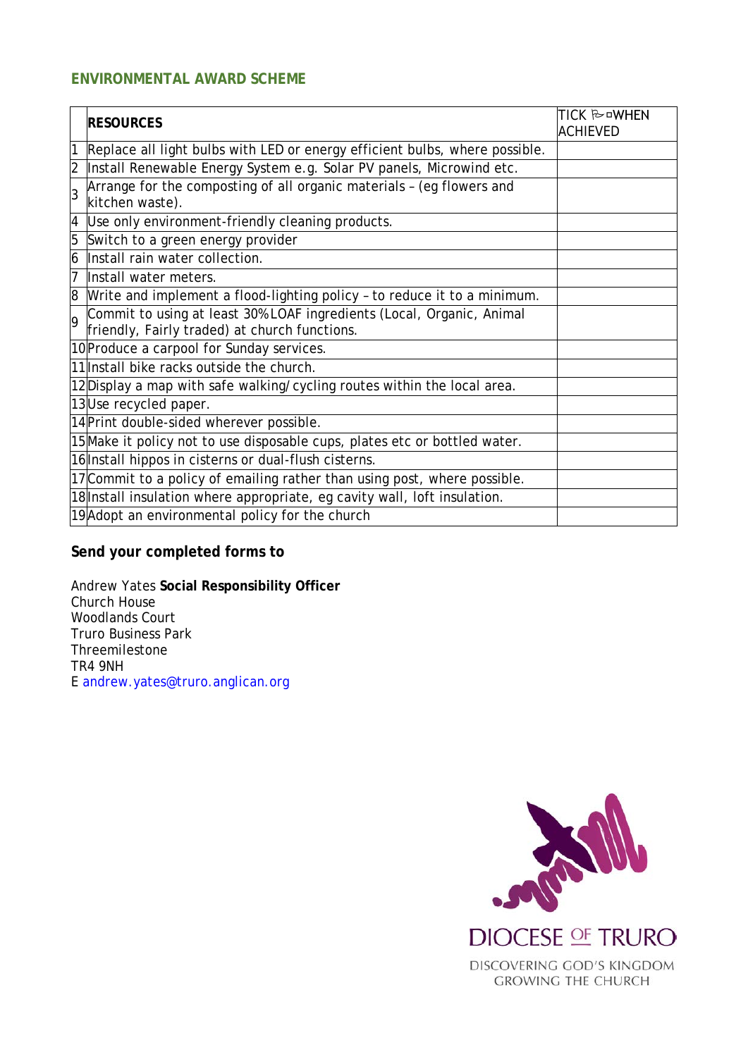## ENVIRONMENTAL AWARD SCHEME

| | RESOURCES | TICK WHEN ACHIEVED |
|---|---|---|
| 1 | Replace all light bulbs with LED or energy efficient bulbs, where possible. | |
| 2 | Install Renewable Energy System e.g. Solar PV panels, Microwind etc. | |
| 3 | Arrange for the composting of all organic materials – (eg flowers and kitchen waste). | |
| 4 | Use only environment-friendly cleaning products. | |
| 5 | Switch to a green energy provider | |
| 6 | Install rain water collection. | |
| 7 | Install water meters. | |
| 8 | Write and implement a flood-lighting policy – to reduce it to a minimum. | |
| 9 | Commit to using at least 30% LOAF ingredients (Local, Organic, Animal friendly, Fairly traded) at church functions. | |
| 10 | Produce a carpool for Sunday services. | |
| 11 | Install bike racks outside the church. | |
| 12 | Display a map with safe walking/cycling routes within the local area. | |
| 13 | Use recycled paper. | |
| 14 | Print double-sided wherever possible. | |
| 15 | Make it policy not to use disposable cups, plates etc or bottled water. | |
| 16 | Install hippos in cisterns or dual-flush cisterns. | |
| 17 | Commit to a policy of emailing rather than using post, where possible. | |
| 18 | Install insulation where appropriate, eg cavity wall, loft insulation. | |
| 19 | Adopt an environmental policy for the church | |

**Send your completed forms to**

Andrew Yates **Social Responsibility Officer**
Church House
Woodlands Court
Truro Business Park
Threemilestone
TR4 9NH
E andrew.yates@truro.anglican.org

DIOCESE OF TRURO
DISCOVERING GOD'S KINGDOM
GROWING THE CHURCH